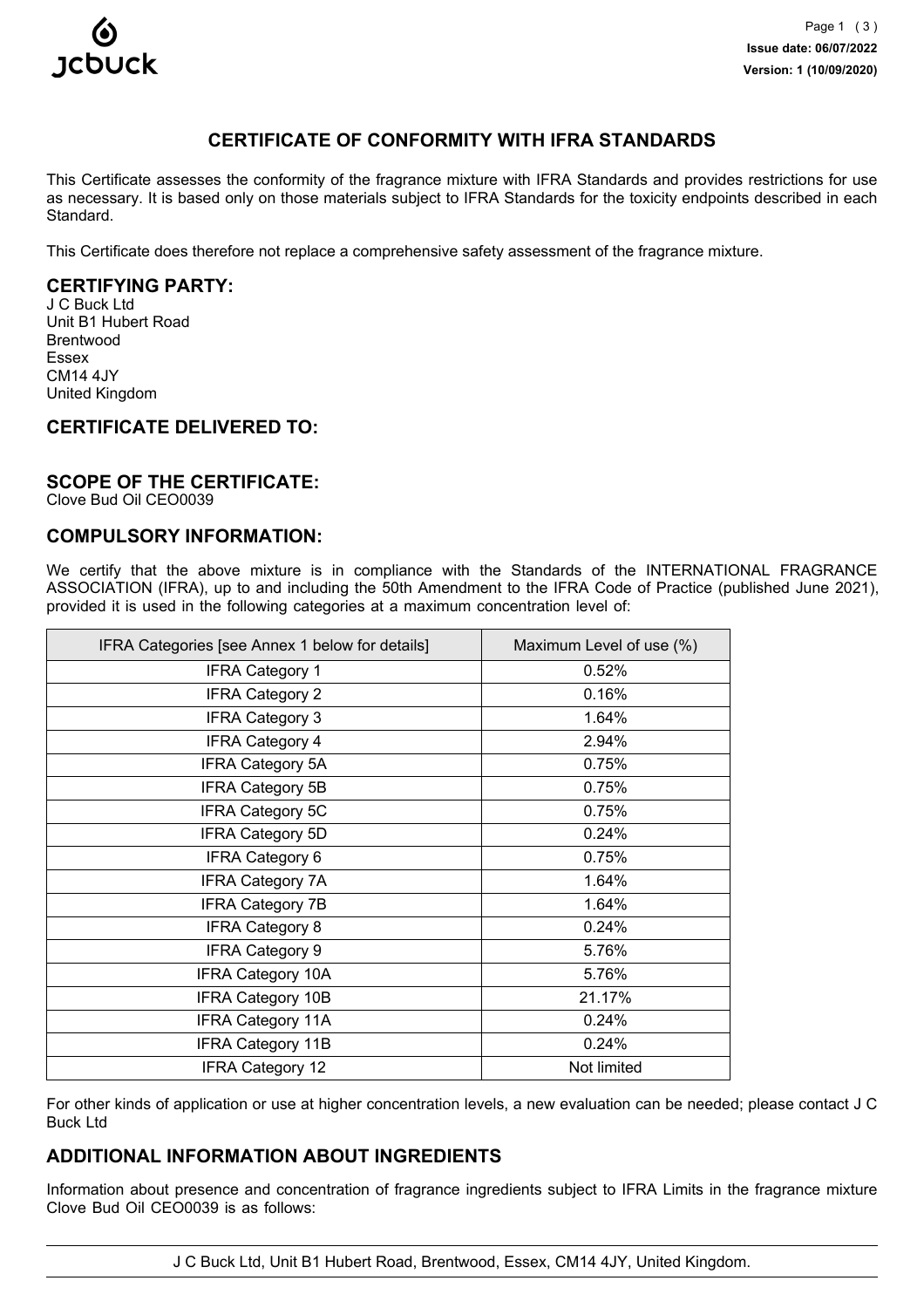# CERTIFICATE OF CONFORMITY WITH IFRA STANDARDS

This Certificate assesses the conformity of the fragrance mixture with IFRA Standards and provides restrictions for use as necessary. It is based only on those materials subject to IFRA Standards for the toxicity endpoints described in each Standard.

This Certificate does therefore not replace a comprehensive safety assessment of the fragrance mixture.

## CERTIFYING PARTY:

J C Buck Ltd
Unit B1 Hubert Road
Brentwood
Essex
CM14 4JY
United Kingdom

## CERTIFICATE DELIVERED TO:

## SCOPE OF THE CERTIFICATE:

Clove Bud Oil CEO0039

## COMPULSORY INFORMATION:

We certify that the above mixture is in compliance with the Standards of the INTERNATIONAL FRAGRANCE ASSOCIATION (IFRA), up to and including the 50th Amendment to the IFRA Code of Practice (published June 2021), provided it is used in the following categories at a maximum concentration level of:

| IFRA Categories [see Annex 1 below for details] | Maximum Level of use (%) |
|---|---|
| IFRA Category 1 | 0.52% |
| IFRA Category 2 | 0.16% |
| IFRA Category 3 | 1.64% |
| IFRA Category 4 | 2.94% |
| IFRA Category 5A | 0.75% |
| IFRA Category 5B | 0.75% |
| IFRA Category 5C | 0.75% |
| IFRA Category 5D | 0.24% |
| IFRA Category 6 | 0.75% |
| IFRA Category 7A | 1.64% |
| IFRA Category 7B | 1.64% |
| IFRA Category 8 | 0.24% |
| IFRA Category 9 | 5.76% |
| IFRA Category 10A | 5.76% |
| IFRA Category 10B | 21.17% |
| IFRA Category 11A | 0.24% |
| IFRA Category 11B | 0.24% |
| IFRA Category 12 | Not limited |

For other kinds of application or use at higher concentration levels, a new evaluation can be needed; please contact J C Buck Ltd

## ADDITIONAL INFORMATION ABOUT INGREDIENTS

Information about presence and concentration of fragrance ingredients subject to IFRA Limits in the fragrance mixture Clove Bud Oil CEO0039 is as follows: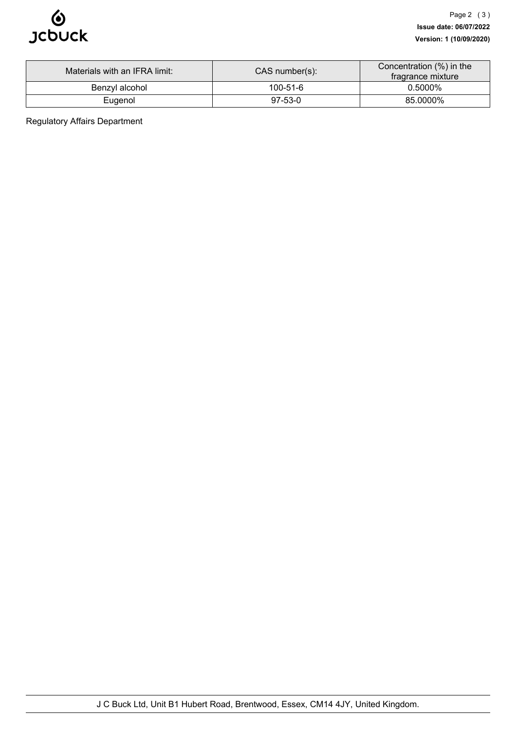| Materials with an IFRA limit: | CAS number(s): | Concentration (%) in the fragrance mixture |
| --- | --- | --- |
| Benzyl alcohol | 100-51-6 | 0.5000% |
| Eugenol | 97-53-0 | 85.0000% |

Regulatory Affairs Department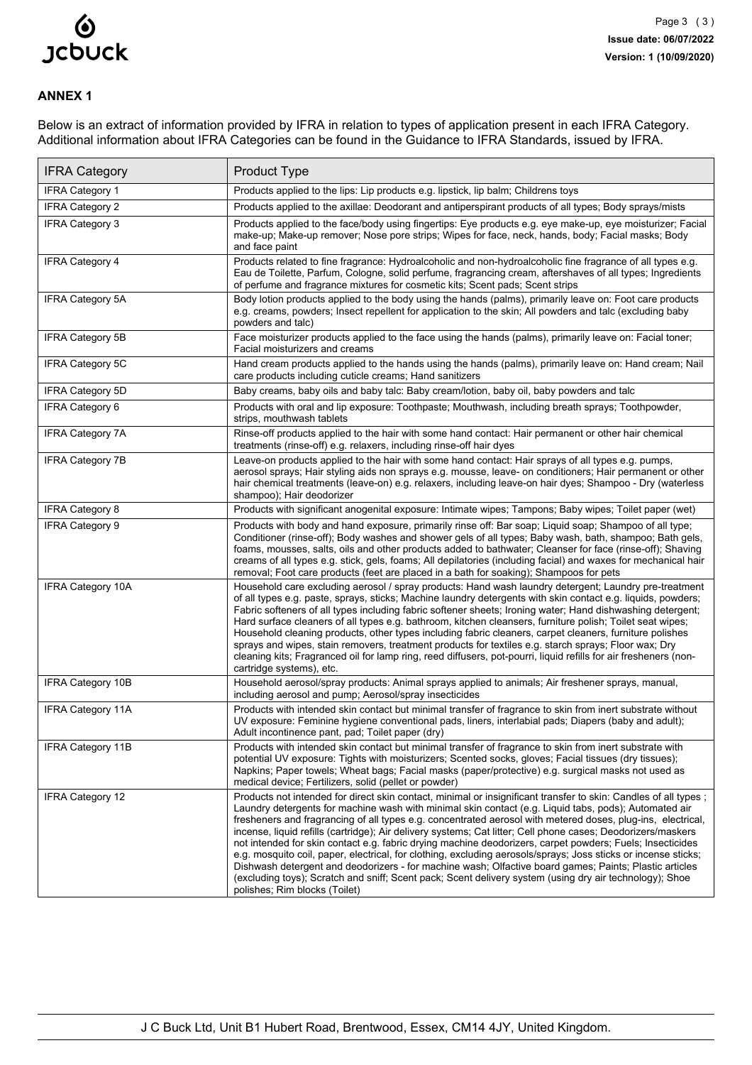## ANNEX 1

Below is an extract of information provided by IFRA in relation to types of application present in each IFRA Category. Additional information about IFRA Categories can be found in the Guidance to IFRA Standards, issued by IFRA.

| IFRA Category | Product Type |
|---|---|
| IFRA Category 1 | Products applied to the lips: Lip products e.g. lipstick, lip balm; Childrens toys |
| IFRA Category 2 | Products applied to the axillae: Deodorant and antiperspirant products of all types; Body sprays/mists |
| IFRA Category 3 | Products applied to the face/body using fingertips: Eye products e.g. eye make-up, eye moisturizer; Facial make-up; Make-up remover; Nose pore strips; Wipes for face, neck, hands, body; Facial masks; Body and face paint |
| IFRA Category 4 | Products related to fine fragrance: Hydroalcoholic and non-hydroalcoholic fine fragrance of all types e.g. Eau de Toilette, Parfum, Cologne, solid perfume, fragrancing cream, aftershaves of all types; Ingredients of perfume and fragrance mixtures for cosmetic kits; Scent pads; Scent strips |
| IFRA Category 5A | Body lotion products applied to the body using the hands (palms), primarily leave on: Foot care products e.g. creams, powders; Insect repellent for application to the skin; All powders and talc (excluding baby powders and talc) |
| IFRA Category 5B | Face moisturizer products applied to the face using the hands (palms), primarily leave on: Facial toner; Facial moisturizers and creams |
| IFRA Category 5C | Hand cream products applied to the hands using the hands (palms), primarily leave on: Hand cream; Nail care products including cuticle creams; Hand sanitizers |
| IFRA Category 5D | Baby creams, baby oils and baby talc: Baby cream/lotion, baby oil, baby powders and talc |
| IFRA Category 6 | Products with oral and lip exposure: Toothpaste; Mouthwash, including breath sprays; Toothpowder, strips, mouthwash tablets |
| IFRA Category 7A | Rinse-off products applied to the hair with some hand contact: Hair permanent or other hair chemical treatments (rinse-off) e.g. relaxers, including rinse-off hair dyes |
| IFRA Category 7B | Leave-on products applied to the hair with some hand contact: Hair sprays of all types e.g. pumps, aerosol sprays; Hair styling aids non sprays e.g. mousse, leave- on conditioners; Hair permanent or other hair chemical treatments (leave-on) e.g. relaxers, including leave-on hair dyes; Shampoo - Dry (waterless shampoo); Hair deodorizer |
| IFRA Category 8 | Products with significant anogenital exposure: Intimate wipes; Tampons; Baby wipes; Toilet paper (wet) |
| IFRA Category 9 | Products with body and hand exposure, primarily rinse off: Bar soap; Liquid soap; Shampoo of all type; Conditioner (rinse-off); Body washes and shower gels of all types; Baby wash, bath, shampoo; Bath gels, foams, mousses, salts, oils and other products added to bathwater; Cleanser for face (rinse-off); Shaving creams of all types e.g. stick, gels, foams; All depilatories (including facial) and waxes for mechanical hair removal; Foot care products (feet are placed in a bath for soaking); Shampoos for pets |
| IFRA Category 10A | Household care excluding aerosol / spray products: Hand wash laundry detergent; Laundry pre-treatment of all types e.g. paste, sprays, sticks; Machine laundry detergents with skin contact e.g. liquids, powders; Fabric softeners of all types including fabric softener sheets; Ironing water; Hand dishwashing detergent; Hard surface cleaners of all types e.g. bathroom, kitchen cleansers, furniture polish; Toilet seat wipes; Household cleaning products, other types including fabric cleaners, carpet cleaners, furniture polishes sprays and wipes, stain removers, treatment products for textiles e.g. starch sprays; Floor wax; Dry cleaning kits; Fragranced oil for lamp ring, reed diffusers, pot-pourri, liquid refills for air fresheners (non-cartridge systems), etc. |
| IFRA Category 10B | Household aerosol/spray products: Animal sprays applied to animals; Air freshener sprays, manual, including aerosol and pump; Aerosol/spray insecticides |
| IFRA Category 11A | Products with intended skin contact but minimal transfer of fragrance to skin from inert substrate without UV exposure: Feminine hygiene conventional pads, liners, interlabial pads; Diapers (baby and adult); Adult incontinence pant, pad; Toilet paper (dry) |
| IFRA Category 11B | Products with intended skin contact but minimal transfer of fragrance to skin from inert substrate with potential UV exposure: Tights with moisturizers; Scented socks, gloves; Facial tissues (dry tissues); Napkins; Paper towels; Wheat bags; Facial masks (paper/protective) e.g. surgical masks not used as medical device; Fertilizers, solid (pellet or powder) |
| IFRA Category 12 | Products not intended for direct skin contact, minimal or insignificant transfer to skin: Candles of all types ; Laundry detergents for machine wash with minimal skin contact (e.g. Liquid tabs, pods); Automated air fresheners and fragrancing of all types e.g. concentrated aerosol with metered doses, plug-ins, electrical, incense, liquid refills (cartridge); Air delivery systems; Cat litter; Cell phone cases; Deodorizers/maskers not intended for skin contact e.g. fabric drying machine deodorizers, carpet powders; Fuels; Insecticides e.g. mosquito coil, paper, electrical, for clothing, excluding aerosols/sprays; Joss sticks or incense sticks; Dishwash detergent and deodorizers - for machine wash; Olfactive board games; Paints; Plastic articles (excluding toys); Scratch and sniff; Scent pack; Scent delivery system (using dry air technology); Shoe polishes; Rim blocks (Toilet) |